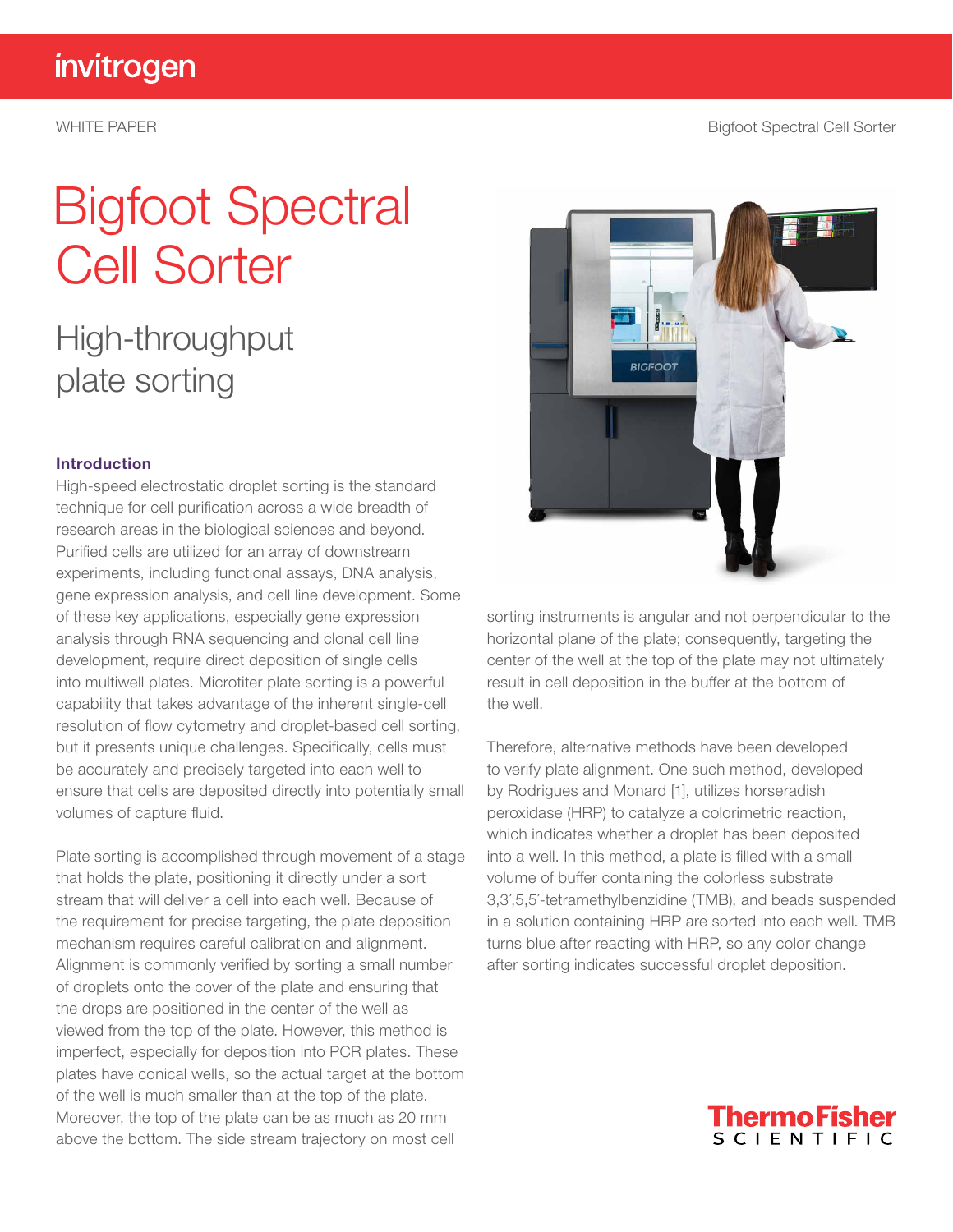WHITE PAPER

# Bigfoot Spectral Cell Sorter

## High-throughput plate sorting

### Introduction

High-speed electrostatic droplet sorting is the standard technique for cell purification across a wide breadth of research areas in the biological sciences and beyond. Purified cells are utilized for an array of downstream experiments, including functional assays, DNA analysis, gene expression analysis, and cell line development. Some of these key applications, especially gene expression analysis through RNA sequencing and clonal cell line development, require direct deposition of single cells into multiwell plates. Microtiter plate sorting is a powerful capability that takes advantage of the inherent single-cell resolution of flow cytometry and droplet-based cell sorting, but it presents unique challenges. Specifically, cells must be accurately and precisely targeted into each well to ensure that cells are deposited directly into potentially small volumes of capture fluid.

Plate sorting is accomplished through movement of a stage that holds the plate, positioning it directly under a sort stream that will deliver a cell into each well. Because of the requirement for precise targeting, the plate deposition mechanism requires careful calibration and alignment. Alignment is commonly verified by sorting a small number of droplets onto the cover of the plate and ensuring that the drops are positioned in the center of the well as viewed from the top of the plate. However, this method is imperfect, especially for deposition into PCR plates. These plates have conical wells, so the actual target at the bottom of the well is much smaller than at the top of the plate. Moreover, the top of the plate can be as much as 20 mm above the bottom. The side stream trajectory on most cell sorting instruments is angular and not perpendicular to the horizontal plane of the plate; consequently, targeting the center of the well at the top of the plate may not ultimately result in cell deposition in the buffer at the bottom of the well.

Therefore, alternative methods have been developed to verify plate alignment. One such method, developed by Rodrigues and Monard [1], utilizes horseradish peroxidase (HRP) to catalyze a colorimetric reaction, which indicates whether a droplet has been deposited into a well. In this method, a plate is filled with a small volume of buffer containing the colorless substrate 3,3′,5,5′-tetramethylbenzidine (TMB), and beads suspended in a solution containing HRP are sorted into each well. TMB turns blue after reacting with HRP, so any color change after sorting indicates successful droplet deposition.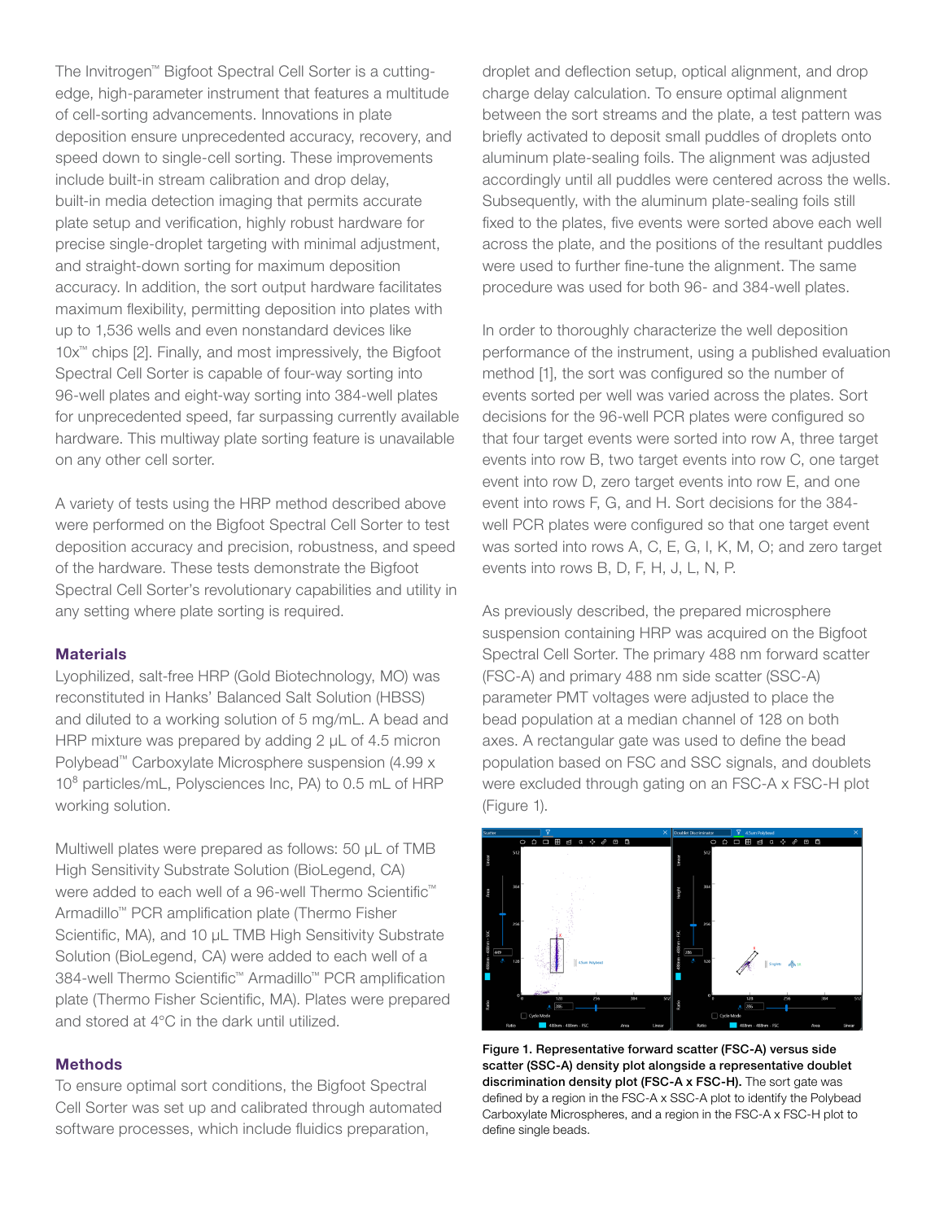The Invitrogen™ Bigfoot Spectral Cell Sorter is a cutting-edge, high-parameter instrument that features a multitude of cell-sorting advancements. Innovations in plate deposition ensure unprecedented accuracy, recovery, and speed down to single-cell sorting. These improvements include built-in stream calibration and drop delay, built-in media detection imaging that permits accurate plate setup and verification, highly robust hardware for precise single-droplet targeting with minimal adjustment, and straight-down sorting for maximum deposition accuracy. In addition, the sort output hardware facilitates maximum flexibility, permitting deposition into plates with up to 1,536 wells and even nonstandard devices like 10x™ chips [2]. Finally, and most impressively, the Bigfoot Spectral Cell Sorter is capable of four-way sorting into 96-well plates and eight-way sorting into 384-well plates for unprecedented speed, far surpassing currently available hardware. This multiway plate sorting feature is unavailable on any other cell sorter.

A variety of tests using the HRP method described above were performed on the Bigfoot Spectral Cell Sorter to test deposition accuracy and precision, robustness, and speed of the hardware. These tests demonstrate the Bigfoot Spectral Cell Sorter's revolutionary capabilities and utility in any setting where plate sorting is required.

## Materials

Lyophilized, salt-free HRP (Gold Biotechnology, MO) was reconstituted in Hanks' Balanced Salt Solution (HBSS) and diluted to a working solution of 5 mg/mL. A bead and HRP mixture was prepared by adding 2 µL of 4.5 micron Polybead™ Carboxylate Microsphere suspension (4.99 x $10^8$ particles/mL, Polysciences Inc, PA) to 0.5 mL of HRP working solution.

Multiwell plates were prepared as follows: 50 µL of TMB High Sensitivity Substrate Solution (BioLegend, CA) were added to each well of a 96-well Thermo Scientific™ Armadillo™ PCR amplification plate (Thermo Fisher Scientific, MA), and 10 µL TMB High Sensitivity Substrate Solution (BioLegend, CA) were added to each well of a 384-well Thermo Scientific™ Armadillo™ PCR amplification plate (Thermo Fisher Scientific, MA). Plates were prepared and stored at 4°C in the dark until utilized.

## Methods

To ensure optimal sort conditions, the Bigfoot Spectral Cell Sorter was set up and calibrated through automated software processes, which include fluidics preparation, droplet and deflection setup, optical alignment, and drop charge delay calculation. To ensure optimal alignment between the sort streams and the plate, a test pattern was briefly activated to deposit small puddles of droplets onto aluminum plate-sealing foils. The alignment was adjusted accordingly until all puddles were centered across the wells. Subsequently, with the aluminum plate-sealing foils still fixed to the plates, five events were sorted above each well across the plate, and the positions of the resultant puddles were used to further fine-tune the alignment. The same procedure was used for both 96- and 384-well plates.

In order to thoroughly characterize the well deposition performance of the instrument, using a published evaluation method [1], the sort was configured so the number of events sorted per well was varied across the plates. Sort decisions for the 96-well PCR plates were configured so that four target events were sorted into row A, three target events into row B, two target events into row C, one target event into row D, zero target events into row E, and one event into rows F, G, and H. Sort decisions for the 384-well PCR plates were configured so that one target event was sorted into rows A, C, E, G, I, K, M, O; and zero target events into rows B, D, F, H, J, L, N, P.

As previously described, the prepared microsphere suspension containing HRP was acquired on the Bigfoot Spectral Cell Sorter. The primary 488 nm forward scatter (FSC-A) and primary 488 nm side scatter (SSC-A) parameter PMT voltages were adjusted to place the bead population at a median channel of 128 on both axes. A rectangular gate was used to define the bead population based on FSC and SSC signals, and doublets were excluded through gating on an FSC-A x FSC-H plot (Figure 1).

**Figure 1. Representative forward scatter (FSC-A) versus side scatter (SSC-A) density plot alongside a representative doublet discrimination density plot (FSC-A x FSC-H).** The sort gate was defined by a region in the FSC-A x SSC-A plot to identify the Polybead Carboxylate Microspheres, and a region in the FSC-A x FSC-H plot to define single beads.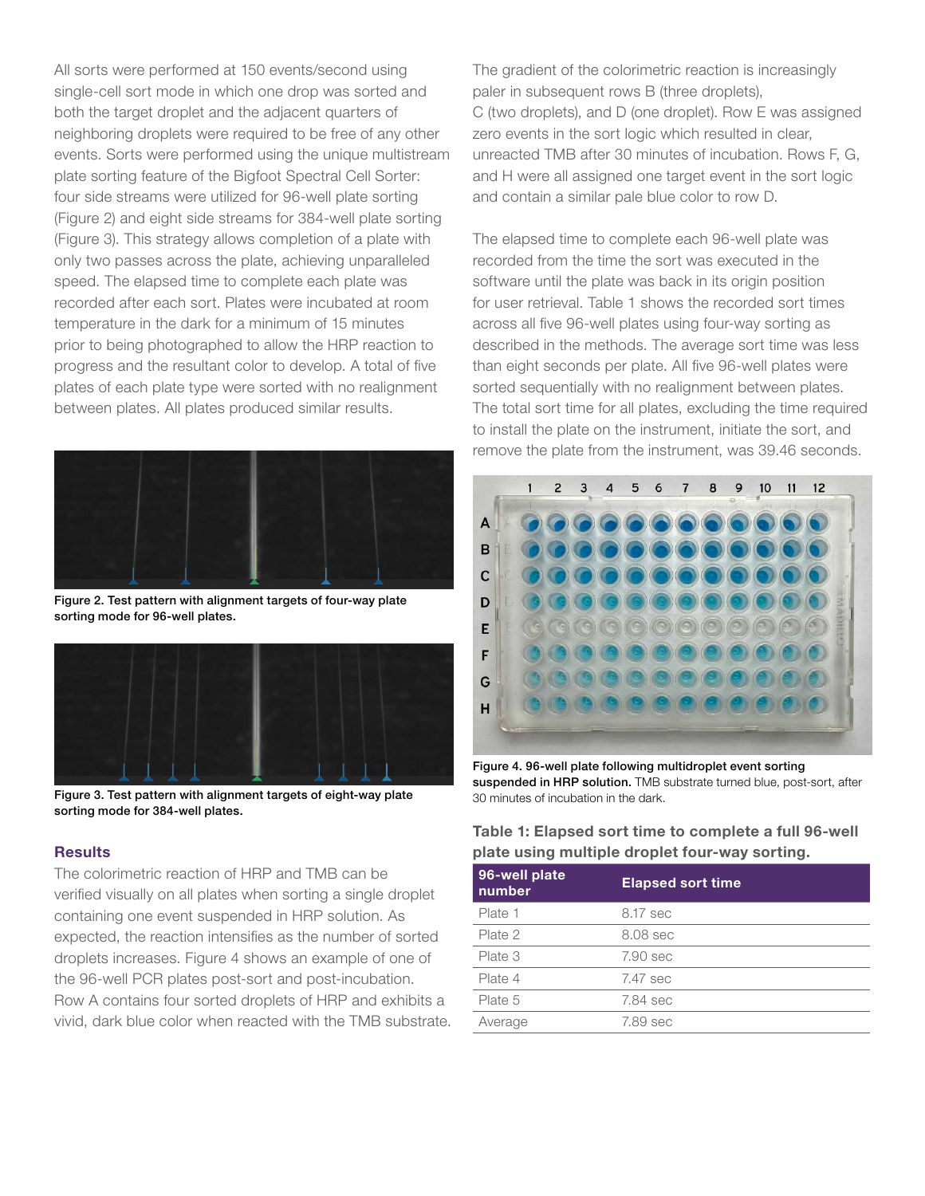All sorts were performed at 150 events/second using single-cell sort mode in which one drop was sorted and both the target droplet and the adjacent quarters of neighboring droplets were required to be free of any other events. Sorts were performed using the unique multistream plate sorting feature of the Bigfoot Spectral Cell Sorter: four side streams were utilized for 96-well plate sorting (Figure 2) and eight side streams for 384-well plate sorting (Figure 3). This strategy allows completion of a plate with only two passes across the plate, achieving unparalleled speed. The elapsed time to complete each plate was recorded after each sort. Plates were incubated at room temperature in the dark for a minimum of 15 minutes prior to being photographed to allow the HRP reaction to progress and the resultant color to develop. A total of five plates of each plate type were sorted with no realignment between plates. All plates produced similar results.

**Figure 2. Test pattern with alignment targets of four-way plate sorting mode for 96-well plates.**

**Figure 3. Test pattern with alignment targets of eight-way plate sorting mode for 384-well plates.**

## Results

The colorimetric reaction of HRP and TMB can be verified visually on all plates when sorting a single droplet containing one event suspended in HRP solution. As expected, the reaction intensifies as the number of sorted droplets increases. Figure 4 shows an example of one of the 96-well PCR plates post-sort and post-incubation. Row A contains four sorted droplets of HRP and exhibits a vivid, dark blue color when reacted with the TMB substrate.

The gradient of the colorimetric reaction is increasingly paler in subsequent rows B (three droplets), C (two droplets), and D (one droplet). Row E was assigned zero events in the sort logic which resulted in clear, unreacted TMB after 30 minutes of incubation. Rows F, G, and H were all assigned one target event in the sort logic and contain a similar pale blue color to row D.

The elapsed time to complete each 96-well plate was recorded from the time the sort was executed in the software until the plate was back in its origin position for user retrieval. Table 1 shows the recorded sort times across all five 96-well plates using four-way sorting as described in the methods. The average sort time was less than eight seconds per plate. All five 96-well plates were sorted sequentially with no realignment between plates. The total sort time for all plates, excluding the time required to install the plate on the instrument, initiate the sort, and remove the plate from the instrument, was 39.46 seconds.

**Figure 4. 96-well plate following multidroplet event sorting suspended in HRP solution.** TMB substrate turned blue, post-sort, after 30 minutes of incubation in the dark.

**Table 1: Elapsed sort time to complete a full 96-well plate using multiple droplet four-way sorting.**

| 96-well plate number | Elapsed sort time |
|---|---|
| Plate 1 | 8.17 sec |
| Plate 2 | 8.08 sec |
| Plate 3 | 7.90 sec |
| Plate 4 | 7.47 sec |
| Plate 5 | 7.84 sec |
| Average | 7.89 sec |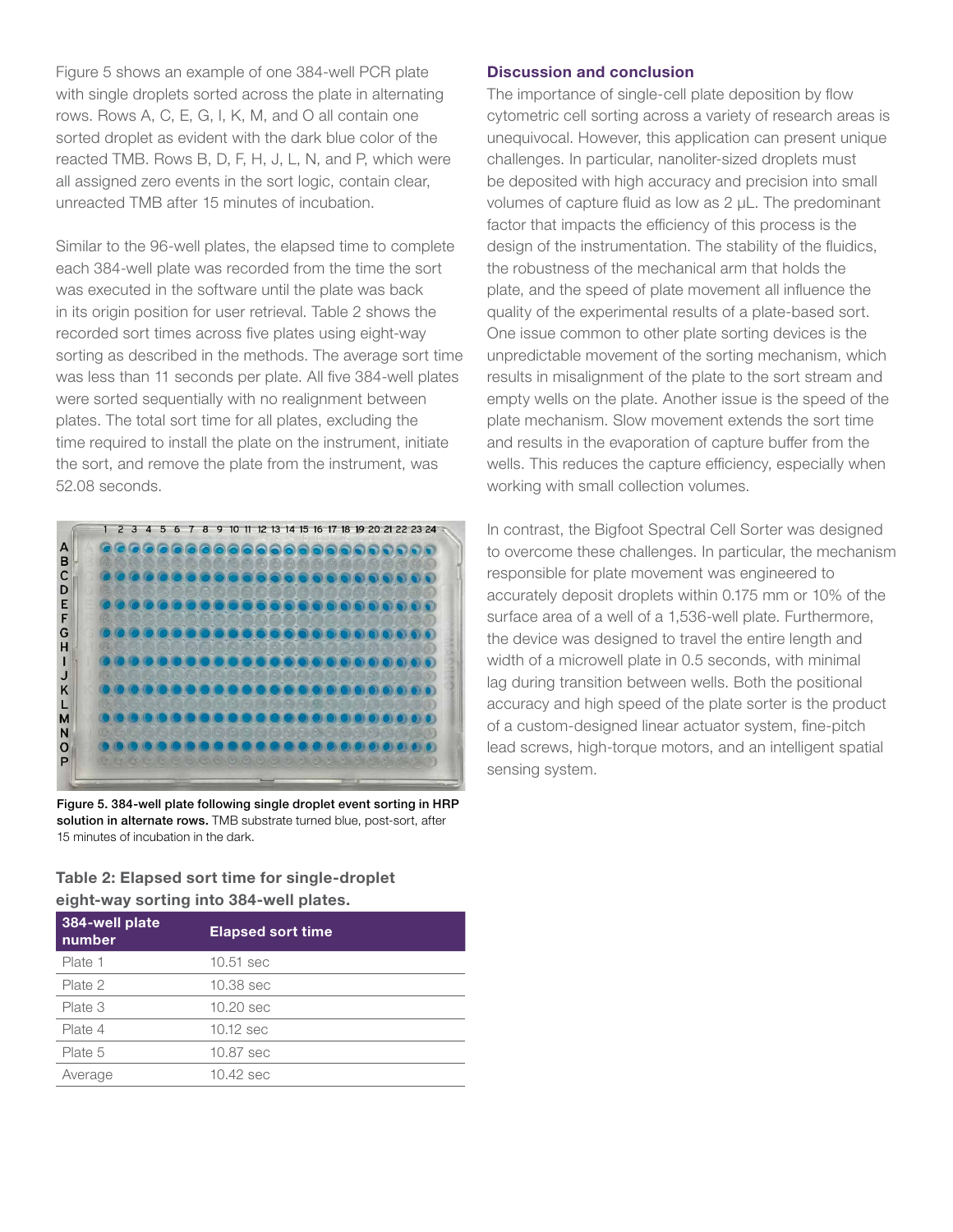Figure 5 shows an example of one 384-well PCR plate with single droplets sorted across the plate in alternating rows. Rows A, C, E, G, I, K, M, and O all contain one sorted droplet as evident with the dark blue color of the reacted TMB. Rows B, D, F, H, J, L, N, and P, which were all assigned zero events in the sort logic, contain clear, unreacted TMB after 15 minutes of incubation.

Similar to the 96-well plates, the elapsed time to complete each 384-well plate was recorded from the time the sort was executed in the software until the plate was back in its origin position for user retrieval. Table 2 shows the recorded sort times across five plates using eight-way sorting as described in the methods. The average sort time was less than 11 seconds per plate. All five 384-well plates were sorted sequentially with no realignment between plates. The total sort time for all plates, excluding the time required to install the plate on the instrument, initiate the sort, and remove the plate from the instrument, was 52.08 seconds.

**Figure 5. 384-well plate following single droplet event sorting in HRP solution in alternate rows.** TMB substrate turned blue, post-sort, after 15 minutes of incubation in the dark.

**Table 2: Elapsed sort time for single-droplet eight-way sorting into 384-well plates.**

| 384-well plate number | Elapsed sort time |
|---|---|
| Plate 1 | 10.51 sec |
| Plate 2 | 10.38 sec |
| Plate 3 | 10.20 sec |
| Plate 4 | 10.12 sec |
| Plate 5 | 10.87 sec |
| Average | 10.42 sec |

### Discussion and conclusion

The importance of single-cell plate deposition by flow cytometric cell sorting across a variety of research areas is unequivocal. However, this application can present unique challenges. In particular, nanoliter-sized droplets must be deposited with high accuracy and precision into small volumes of capture fluid as low as 2 µL. The predominant factor that impacts the efficiency of this process is the design of the instrumentation. The stability of the fluidics, the robustness of the mechanical arm that holds the plate, and the speed of plate movement all influence the quality of the experimental results of a plate-based sort. One issue common to other plate sorting devices is the unpredictable movement of the sorting mechanism, which results in misalignment of the plate to the sort stream and empty wells on the plate. Another issue is the speed of the plate mechanism. Slow movement extends the sort time and results in the evaporation of capture buffer from the wells. This reduces the capture efficiency, especially when working with small collection volumes.

In contrast, the Bigfoot Spectral Cell Sorter was designed to overcome these challenges. In particular, the mechanism responsible for plate movement was engineered to accurately deposit droplets within 0.175 mm or 10% of the surface area of a well of a 1,536-well plate. Furthermore, the device was designed to travel the entire length and width of a microwell plate in 0.5 seconds, with minimal lag during transition between wells. Both the positional accuracy and high speed of the plate sorter is the product of a custom-designed linear actuator system, fine-pitch lead screws, high-torque motors, and an intelligent spatial sensing system.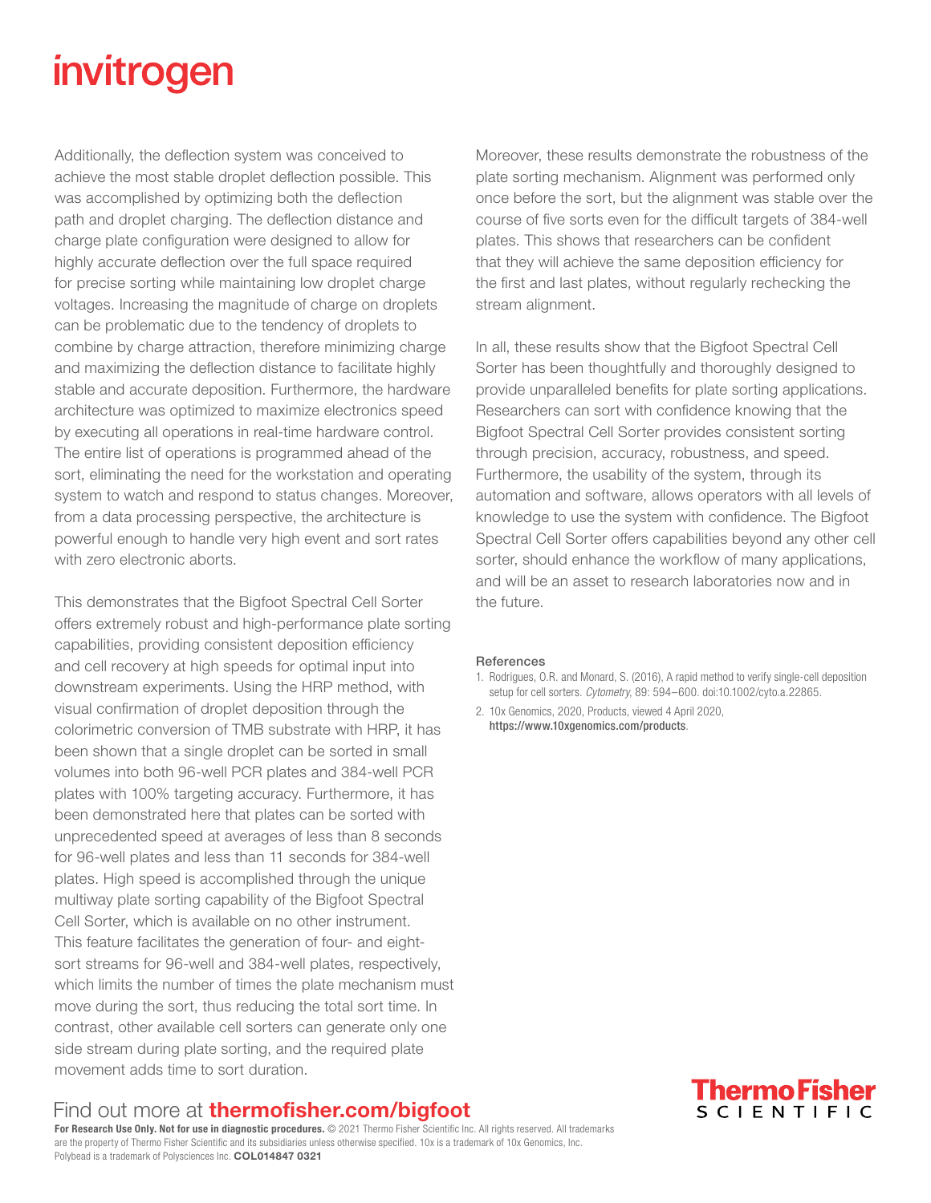Additionally, the deflection system was conceived to achieve the most stable droplet deflection possible. This was accomplished by optimizing both the deflection path and droplet charging. The deflection distance and charge plate configuration were designed to allow for highly accurate deflection over the full space required for precise sorting while maintaining low droplet charge voltages. Increasing the magnitude of charge on droplets can be problematic due to the tendency of droplets to combine by charge attraction, therefore minimizing charge and maximizing the deflection distance to facilitate highly stable and accurate deposition. Furthermore, the hardware architecture was optimized to maximize electronics speed by executing all operations in real-time hardware control. The entire list of operations is programmed ahead of the sort, eliminating the need for the workstation and operating system to watch and respond to status changes. Moreover, from a data processing perspective, the architecture is powerful enough to handle very high event and sort rates with zero electronic aborts.

This demonstrates that the Bigfoot Spectral Cell Sorter offers extremely robust and high-performance plate sorting capabilities, providing consistent deposition efficiency and cell recovery at high speeds for optimal input into downstream experiments. Using the HRP method, with visual confirmation of droplet deposition through the colorimetric conversion of TMB substrate with HRP, it has been shown that a single droplet can be sorted in small volumes into both 96-well PCR plates and 384-well PCR plates with 100% targeting accuracy. Furthermore, it has been demonstrated here that plates can be sorted with unprecedented speed at averages of less than 8 seconds for 96-well plates and less than 11 seconds for 384-well plates. High speed is accomplished through the unique multiway plate sorting capability of the Bigfoot Spectral Cell Sorter, which is available on no other instrument. This feature facilitates the generation of four- and eight-sort streams for 96-well and 384-well plates, respectively, which limits the number of times the plate mechanism must move during the sort, thus reducing the total sort time. In contrast, other available cell sorters can generate only one side stream during plate sorting, and the required plate movement adds time to sort duration.

Moreover, these results demonstrate the robustness of the plate sorting mechanism. Alignment was performed only once before the sort, but the alignment was stable over the course of five sorts even for the difficult targets of 384-well plates. This shows that researchers can be confident that they will achieve the same deposition efficiency for the first and last plates, without regularly rechecking the stream alignment.

In all, these results show that the Bigfoot Spectral Cell Sorter has been thoughtfully and thoroughly designed to provide unparalleled benefits for plate sorting applications. Researchers can sort with confidence knowing that the Bigfoot Spectral Cell Sorter provides consistent sorting through precision, accuracy, robustness, and speed. Furthermore, the usability of the system, through its automation and software, allows operators with all levels of knowledge to use the system with confidence. The Bigfoot Spectral Cell Sorter offers capabilities beyond any other cell sorter, should enhance the workflow of many applications, and will be an asset to research laboratories now and in the future.

#### References

1. Rodrigues, O.R. and Monard, S. (2016), A rapid method to verify single-cell deposition setup for cell sorters. *Cytometry,* 89: 594–600. doi:10.1002/cyto.a.22865.
2. 10x Genomics, 2020, Products, viewed 4 April 2020, **https://www.10xgenomics.com/products**.

Find out more at **thermofisher.com/bigfoot**

**For Research Use Only. Not for use in diagnostic procedures.** © 2021 Thermo Fisher Scientific Inc. All rights reserved. All trademarks are the property of Thermo Fisher Scientific and its subsidiaries unless otherwise specified. 10x is a trademark of 10x Genomics, Inc. Polybead is a trademark of Polysciences Inc. **COL014847 0321**